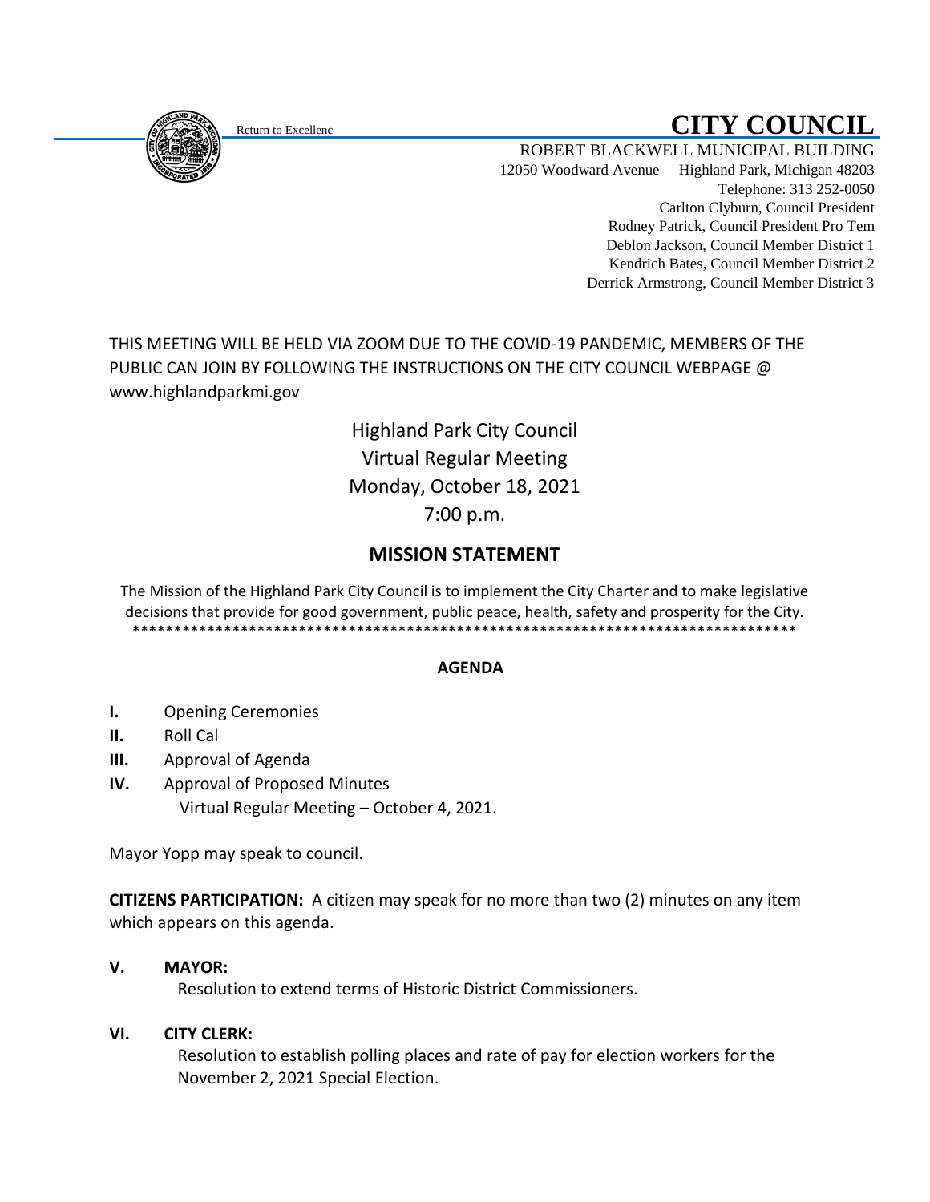Return to Excellenc

# CITY COUNCIL

ROBERT BLACKWELL MUNICIPAL BUILDING
12050 Woodward Avenue – Highland Park, Michigan 48203
Telephone: 313 252-0050
Carlton Clyburn, Council President
Rodney Patrick, Council President Pro Tem
Deblon Jackson, Council Member District 1
Kendrich Bates, Council Member District 2
Derrick Armstrong, Council Member District 3

THIS MEETING WILL BE HELD VIA ZOOM DUE TO THE COVID-19 PANDEMIC, MEMBERS OF THE PUBLIC CAN JOIN BY FOLLOWING THE INSTRUCTIONS ON THE CITY COUNCIL WEBPAGE @ www.highlandparkmi.gov

Highland Park City Council
Virtual Regular Meeting
Monday, October 18, 2021
7:00 p.m.

## MISSION STATEMENT

The Mission of the Highland Park City Council is to implement the City Charter and to make legislative decisions that provide for good government, public peace, health, safety and prosperity for the City.
\*\*\*\*\*\*\*\*\*\*\*\*\*\*\*\*\*\*\*\*\*\*\*\*\*\*\*\*\*\*\*\*\*\*\*\*\*\*\*\*\*\*\*\*\*\*\*\*\*\*\*\*\*\*\*\*\*\*\*\*\*\*\*\*\*\*\*\*\*\*\*\*\*\*\*\*\*\*\*\*\*\*\*\*

**AGENDA**

**I.** Opening Ceremonies

**II.** Roll Cal

**III.** Approval of Agenda

**IV.** Approval of Proposed Minutes
Virtual Regular Meeting – October 4, 2021.

Mayor Yopp may speak to council.

**CITIZENS PARTICIPATION:** A citizen may speak for no more than two (2) minutes on any item which appears on this agenda.

**V. MAYOR:**
Resolution to extend terms of Historic District Commissioners.

**VI. CITY CLERK:**
Resolution to establish polling places and rate of pay for election workers for the November 2, 2021 Special Election.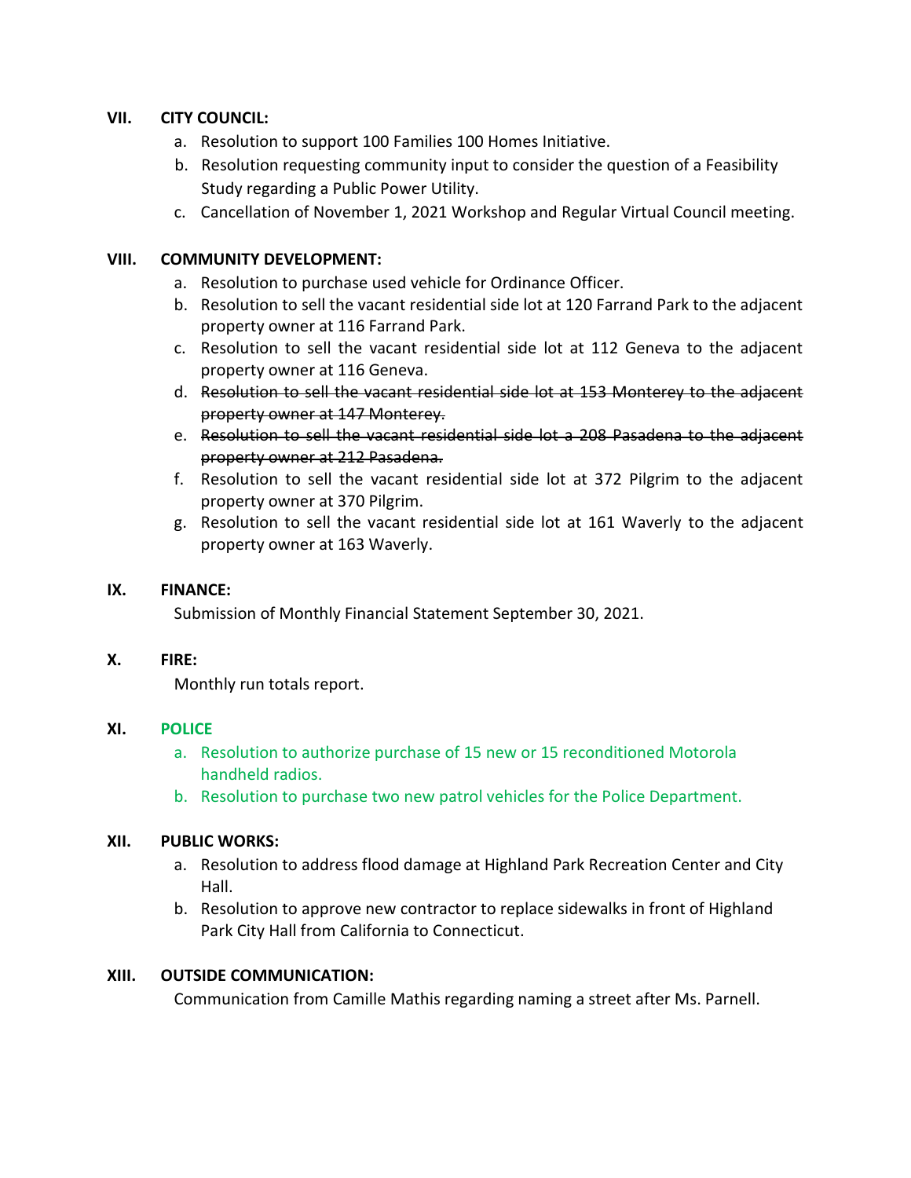**VII. CITY COUNCIL:**

a. Resolution to support 100 Families 100 Homes Initiative.
b. Resolution requesting community input to consider the question of a Feasibility Study regarding a Public Power Utility.
c. Cancellation of November 1, 2021 Workshop and Regular Virtual Council meeting.

**VIII. COMMUNITY DEVELOPMENT:**

a. Resolution to purchase used vehicle for Ordinance Officer.
b. Resolution to sell the vacant residential side lot at 120 Farrand Park to the adjacent property owner at 116 Farrand Park.
c. Resolution to sell the vacant residential side lot at 112 Geneva to the adjacent property owner at 116 Geneva.
d. ~~Resolution to sell the vacant residential side lot at 153 Monterey to the adjacent property owner at 147 Monterey.~~
e. ~~Resolution to sell the vacant residential side lot a 208 Pasadena to the adjacent property owner at 212 Pasadena.~~
f. Resolution to sell the vacant residential side lot at 372 Pilgrim to the adjacent property owner at 370 Pilgrim.
g. Resolution to sell the vacant residential side lot at 161 Waverly to the adjacent property owner at 163 Waverly.

**IX. FINANCE:**

Submission of Monthly Financial Statement September 30, 2021.

**X. FIRE:**

Monthly run totals report.

**XI. POLICE**

a. Resolution to authorize purchase of 15 new or 15 reconditioned Motorola handheld radios.
b. Resolution to purchase two new patrol vehicles for the Police Department.

**XII. PUBLIC WORKS:**

a. Resolution to address flood damage at Highland Park Recreation Center and City Hall.
b. Resolution to approve new contractor to replace sidewalks in front of Highland Park City Hall from California to Connecticut.

**XIII. OUTSIDE COMMUNICATION:**

Communication from Camille Mathis regarding naming a street after Ms. Parnell.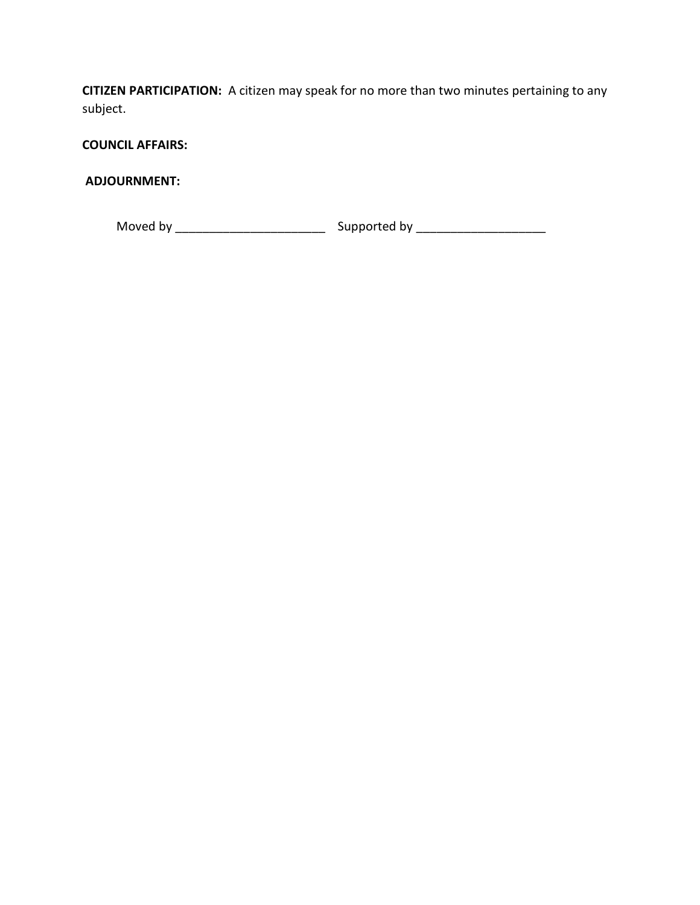**CITIZEN PARTICIPATION:** A citizen may speak for no more than two minutes pertaining to any subject.

**COUNCIL AFFAIRS:**

**ADJOURNMENT:**

Moved by ______________________ Supported by ___________________